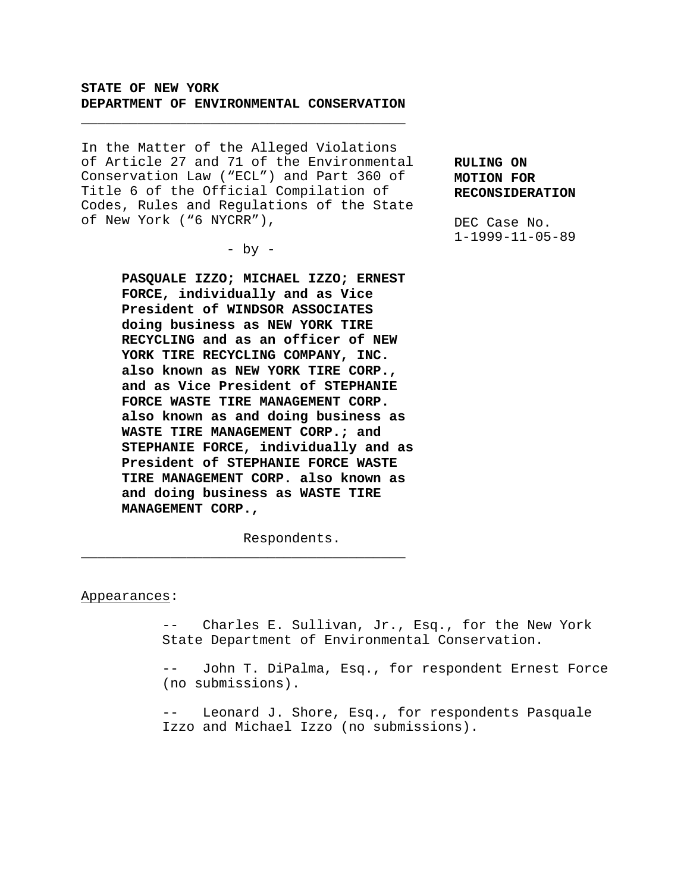**STATE OF NEW YORK**
**DEPARTMENT OF ENVIRONMENTAL CONSERVATION**

---

In the Matter of the Alleged Violations of Article 27 and 71 of the Environmental Conservation Law ("ECL") and Part 360 of Title 6 of the Official Compilation of Codes, Rules and Regulations of the State of New York ("6 NYCRR"),

- by -

**PASQUALE IZZO; MICHAEL IZZO; ERNEST FORCE, individually and as Vice President of WINDSOR ASSOCIATES doing business as NEW YORK TIRE RECYCLING and as an officer of NEW YORK TIRE RECYCLING COMPANY, INC. also known as NEW YORK TIRE CORP., and as Vice President of STEPHANIE FORCE WASTE TIRE MANAGEMENT CORP. also known as and doing business as WASTE TIRE MANAGEMENT CORP.; and STEPHANIE FORCE, individually and as President of STEPHANIE FORCE WASTE TIRE MANAGEMENT CORP. also known as and doing business as WASTE TIRE MANAGEMENT CORP.,**

Respondents.

---

**RULING ON MOTION FOR RECONSIDERATION**

DEC Case No. 1-1999-11-05-89

Appearances:

-- Charles E. Sullivan, Jr., Esq., for the New York State Department of Environmental Conservation.

-- John T. DiPalma, Esq., for respondent Ernest Force (no submissions).

-- Leonard J. Shore, Esq., for respondents Pasquale Izzo and Michael Izzo (no submissions).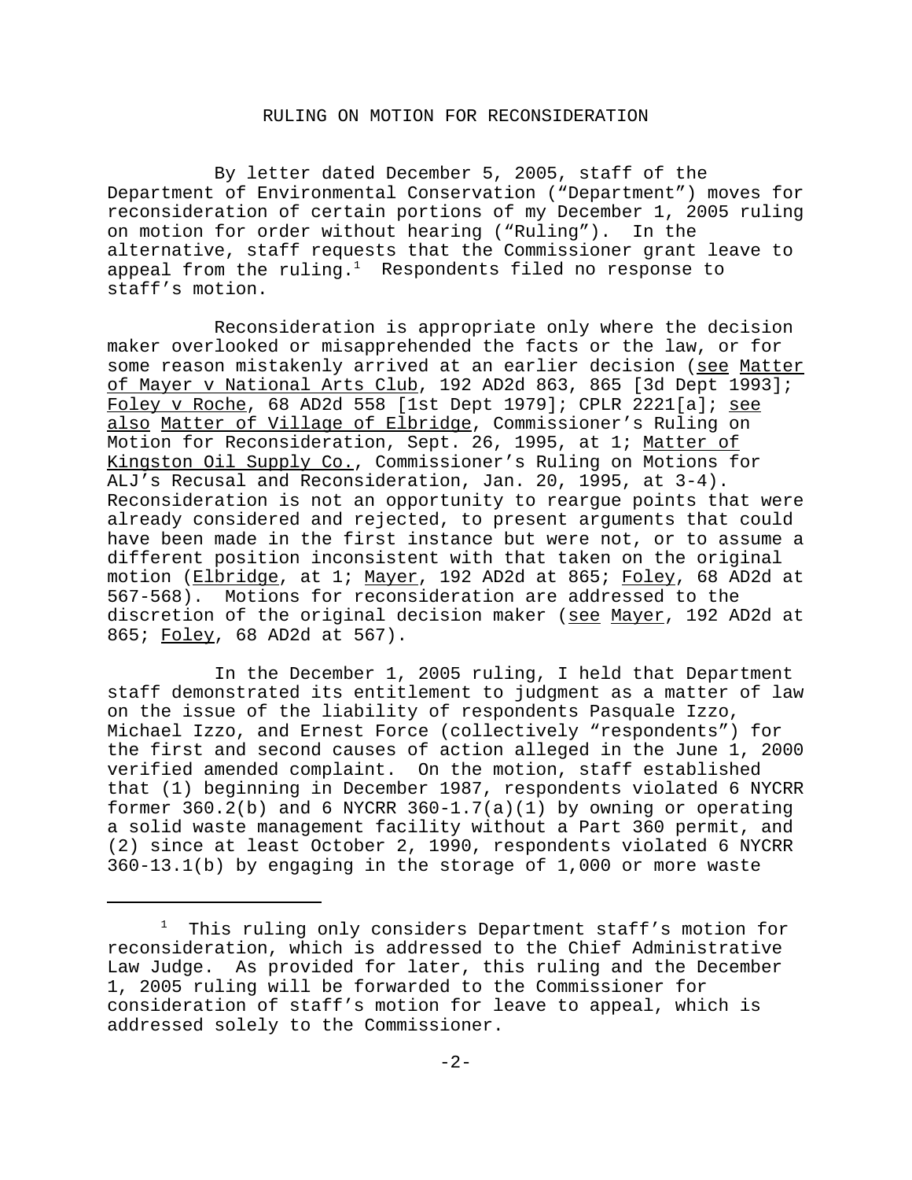RULING ON MOTION FOR RECONSIDERATION

By letter dated December 5, 2005, staff of the Department of Environmental Conservation ("Department") moves for reconsideration of certain portions of my December 1, 2005 ruling on motion for order without hearing ("Ruling"). In the alternative, staff requests that the Commissioner grant leave to appeal from the ruling.[1] Respondents filed no response to staff's motion.

Reconsideration is appropriate only where the decision maker overlooked or misapprehended the facts or the law, or for some reason mistakenly arrived at an earlier decision (see Matter of Mayer v National Arts Club, 192 AD2d 863, 865 [3d Dept 1993]; Foley v Roche, 68 AD2d 558 [1st Dept 1979]; CPLR 2221[a]; see also Matter of Village of Elbridge, Commissioner's Ruling on Motion for Reconsideration, Sept. 26, 1995, at 1; Matter of Kingston Oil Supply Co., Commissioner's Ruling on Motions for ALJ's Recusal and Reconsideration, Jan. 20, 1995, at 3-4). Reconsideration is not an opportunity to reargue points that were already considered and rejected, to present arguments that could have been made in the first instance but were not, or to assume a different position inconsistent with that taken on the original motion (Elbridge, at 1; Mayer, 192 AD2d at 865; Foley, 68 AD2d at 567-568). Motions for reconsideration are addressed to the discretion of the original decision maker (see Mayer, 192 AD2d at 865; Foley, 68 AD2d at 567).

In the December 1, 2005 ruling, I held that Department staff demonstrated its entitlement to judgment as a matter of law on the issue of the liability of respondents Pasquale Izzo, Michael Izzo, and Ernest Force (collectively "respondents") for the first and second causes of action alleged in the June 1, 2000 verified amended complaint. On the motion, staff established that (1) beginning in December 1987, respondents violated 6 NYCRR former 360.2(b) and 6 NYCRR 360-1.7(a)(1) by owning or operating a solid waste management facility without a Part 360 permit, and (2) since at least October 2, 1990, respondents violated 6 NYCRR 360-13.1(b) by engaging in the storage of 1,000 or more waste

[1] This ruling only considers Department staff's motion for reconsideration, which is addressed to the Chief Administrative Law Judge. As provided for later, this ruling and the December 1, 2005 ruling will be forwarded to the Commissioner for consideration of staff's motion for leave to appeal, which is addressed solely to the Commissioner.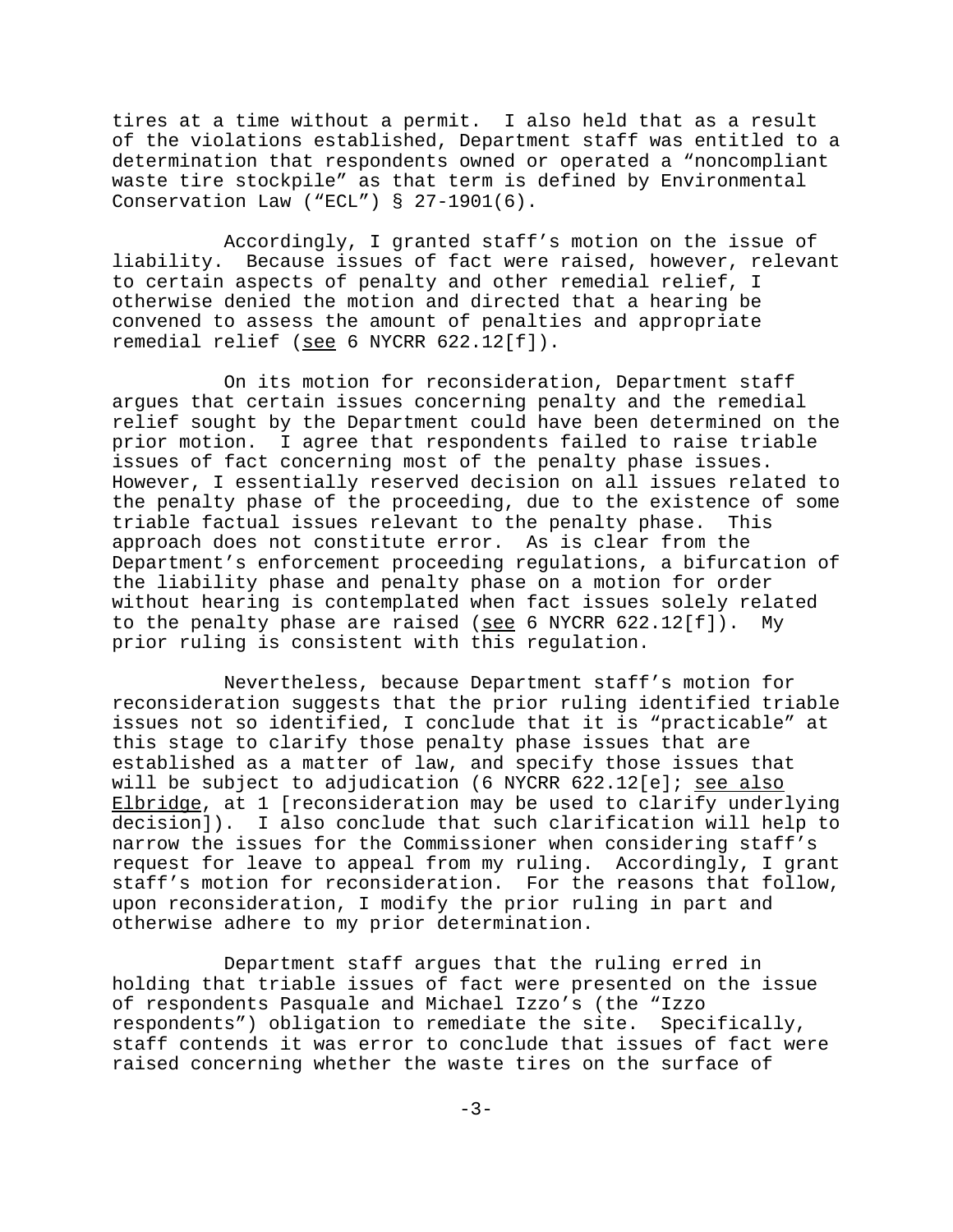tires at a time without a permit. I also held that as a result of the violations established, Department staff was entitled to a determination that respondents owned or operated a "noncompliant waste tire stockpile" as that term is defined by Environmental Conservation Law ("ECL") § 27-1901(6).

Accordingly, I granted staff's motion on the issue of liability. Because issues of fact were raised, however, relevant to certain aspects of penalty and other remedial relief, I otherwise denied the motion and directed that a hearing be convened to assess the amount of penalties and appropriate remedial relief (see 6 NYCRR 622.12[f]).

On its motion for reconsideration, Department staff argues that certain issues concerning penalty and the remedial relief sought by the Department could have been determined on the prior motion. I agree that respondents failed to raise triable issues of fact concerning most of the penalty phase issues. However, I essentially reserved decision on all issues related to the penalty phase of the proceeding, due to the existence of some triable factual issues relevant to the penalty phase. This approach does not constitute error. As is clear from the Department's enforcement proceeding regulations, a bifurcation of the liability phase and penalty phase on a motion for order without hearing is contemplated when fact issues solely related to the penalty phase are raised (see 6 NYCRR 622.12[f]). My prior ruling is consistent with this regulation.

Nevertheless, because Department staff's motion for reconsideration suggests that the prior ruling identified triable issues not so identified, I conclude that it is "practicable" at this stage to clarify those penalty phase issues that are established as a matter of law, and specify those issues that will be subject to adjudication (6 NYCRR 622.12[e]; see also Elbridge, at 1 [reconsideration may be used to clarify underlying decision]). I also conclude that such clarification will help to narrow the issues for the Commissioner when considering staff's request for leave to appeal from my ruling. Accordingly, I grant staff's motion for reconsideration. For the reasons that follow, upon reconsideration, I modify the prior ruling in part and otherwise adhere to my prior determination.

Department staff argues that the ruling erred in holding that triable issues of fact were presented on the issue of respondents Pasquale and Michael Izzo's (the "Izzo respondents") obligation to remediate the site. Specifically, staff contends it was error to conclude that issues of fact were raised concerning whether the waste tires on the surface of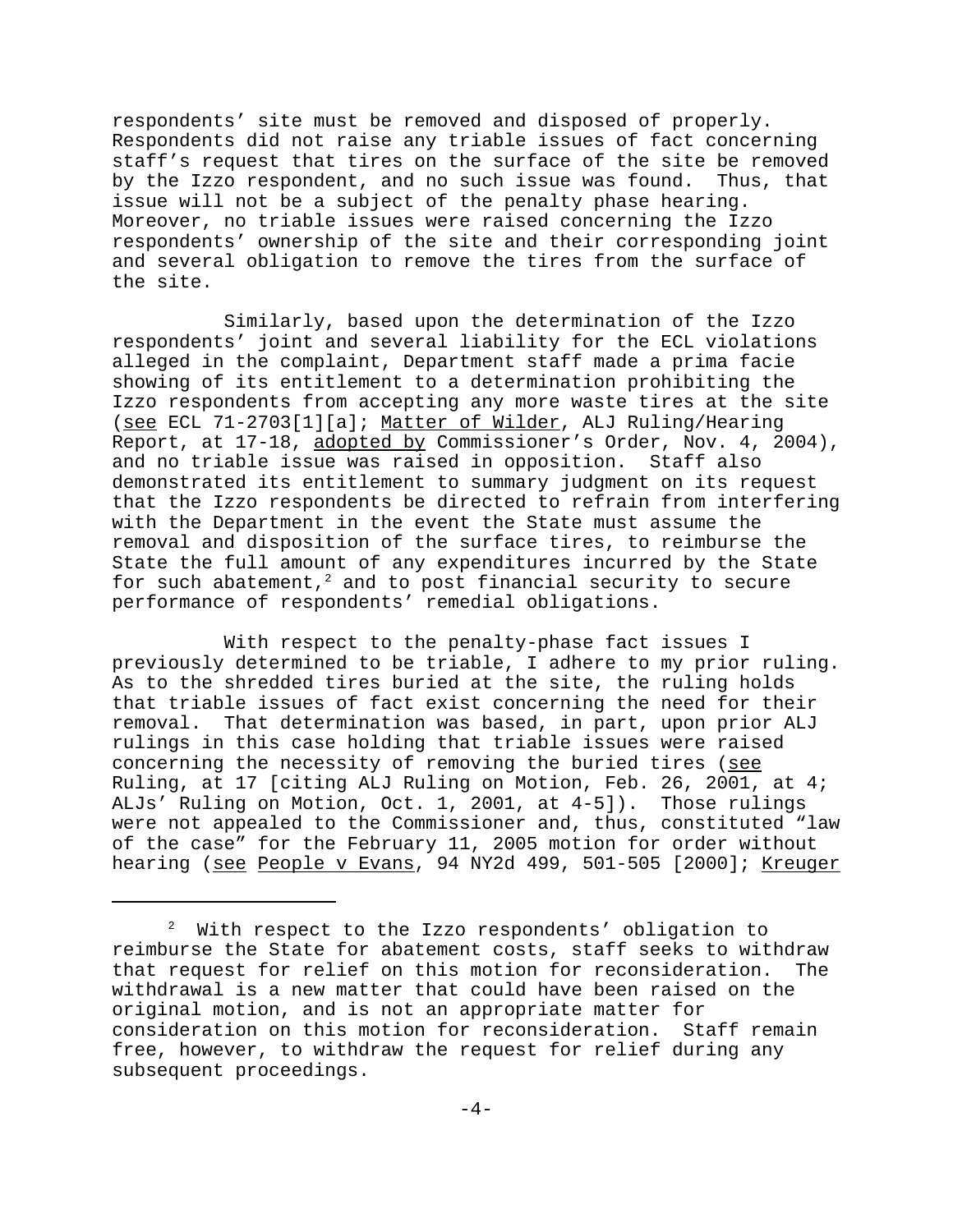respondents' site must be removed and disposed of properly. Respondents did not raise any triable issues of fact concerning staff's request that tires on the surface of the site be removed by the Izzo respondent, and no such issue was found. Thus, that issue will not be a subject of the penalty phase hearing. Moreover, no triable issues were raised concerning the Izzo respondents' ownership of the site and their corresponding joint and several obligation to remove the tires from the surface of the site.

Similarly, based upon the determination of the Izzo respondents' joint and several liability for the ECL violations alleged in the complaint, Department staff made a prima facie showing of its entitlement to a determination prohibiting the Izzo respondents from accepting any more waste tires at the site (see ECL 71-2703[1][a]; Matter of Wilder, ALJ Ruling/Hearing Report, at 17-18, adopted by Commissioner's Order, Nov. 4, 2004), and no triable issue was raised in opposition. Staff also demonstrated its entitlement to summary judgment on its request that the Izzo respondents be directed to refrain from interfering with the Department in the event the State must assume the removal and disposition of the surface tires, to reimburse the State the full amount of any expenditures incurred by the State for such abatement,[2] and to post financial security to secure performance of respondents' remedial obligations.

With respect to the penalty-phase fact issues I previously determined to be triable, I adhere to my prior ruling. As to the shredded tires buried at the site, the ruling holds that triable issues of fact exist concerning the need for their removal. That determination was based, in part, upon prior ALJ rulings in this case holding that triable issues were raised concerning the necessity of removing the buried tires (see Ruling, at 17 [citing ALJ Ruling on Motion, Feb. 26, 2001, at 4; ALJs' Ruling on Motion, Oct. 1, 2001, at 4-5]). Those rulings were not appealed to the Commissioner and, thus, constituted "law of the case" for the February 11, 2005 motion for order without hearing (see People v Evans, 94 NY2d 499, 501-505 [2000]; Kreuger

---

[2] With respect to the Izzo respondents' obligation to reimburse the State for abatement costs, staff seeks to withdraw that request for relief on this motion for reconsideration. The withdrawal is a new matter that could have been raised on the original motion, and is not an appropriate matter for consideration on this motion for reconsideration. Staff remain free, however, to withdraw the request for relief during any subsequent proceedings.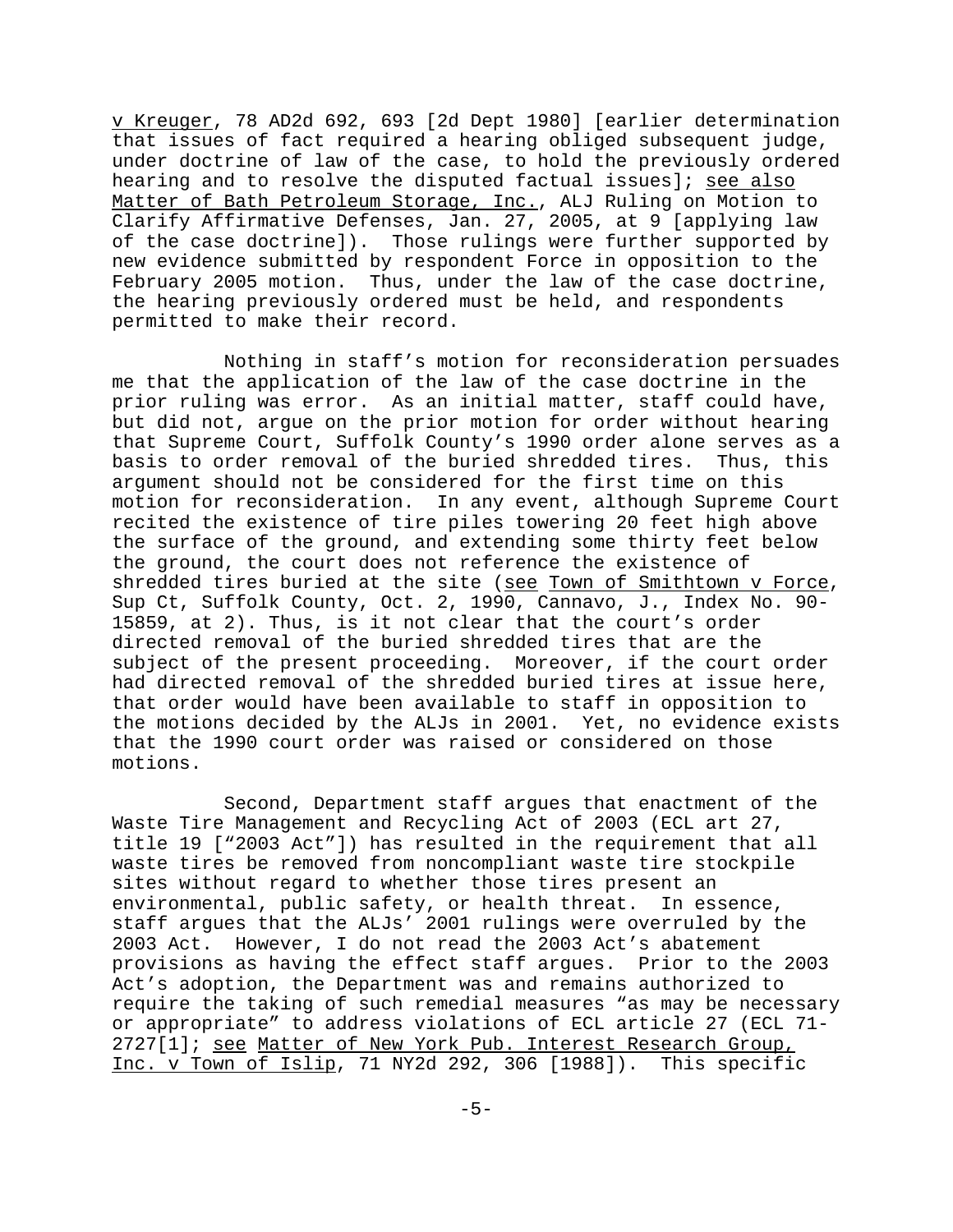v Kreuger, 78 AD2d 692, 693 [2d Dept 1980] [earlier determination that issues of fact required a hearing obliged subsequent judge, under doctrine of law of the case, to hold the previously ordered hearing and to resolve the disputed factual issues]; see also Matter of Bath Petroleum Storage, Inc., ALJ Ruling on Motion to Clarify Affirmative Defenses, Jan. 27, 2005, at 9 [applying law of the case doctrine]). Those rulings were further supported by new evidence submitted by respondent Force in opposition to the February 2005 motion. Thus, under the law of the case doctrine, the hearing previously ordered must be held, and respondents permitted to make their record.

Nothing in staff's motion for reconsideration persuades me that the application of the law of the case doctrine in the prior ruling was error. As an initial matter, staff could have, but did not, argue on the prior motion for order without hearing that Supreme Court, Suffolk County's 1990 order alone serves as a basis to order removal of the buried shredded tires. Thus, this argument should not be considered for the first time on this motion for reconsideration. In any event, although Supreme Court recited the existence of tire piles towering 20 feet high above the surface of the ground, and extending some thirty feet below the ground, the court does not reference the existence of shredded tires buried at the site (see Town of Smithtown v Force, Sup Ct, Suffolk County, Oct. 2, 1990, Cannavo, J., Index No. 90-15859, at 2). Thus, is it not clear that the court's order directed removal of the buried shredded tires that are the subject of the present proceeding. Moreover, if the court order had directed removal of the shredded buried tires at issue here, that order would have been available to staff in opposition to the motions decided by the ALJs in 2001. Yet, no evidence exists that the 1990 court order was raised or considered on those motions.

Second, Department staff argues that enactment of the Waste Tire Management and Recycling Act of 2003 (ECL art 27, title 19 ["2003 Act"]) has resulted in the requirement that all waste tires be removed from noncompliant waste tire stockpile sites without regard to whether those tires present an environmental, public safety, or health threat. In essence, staff argues that the ALJs' 2001 rulings were overruled by the 2003 Act. However, I do not read the 2003 Act's abatement provisions as having the effect staff argues. Prior to the 2003 Act's adoption, the Department was and remains authorized to require the taking of such remedial measures "as may be necessary or appropriate" to address violations of ECL article 27 (ECL 71-2727[1]; see Matter of New York Pub. Interest Research Group, Inc. v Town of Islip, 71 NY2d 292, 306 [1988]). This specific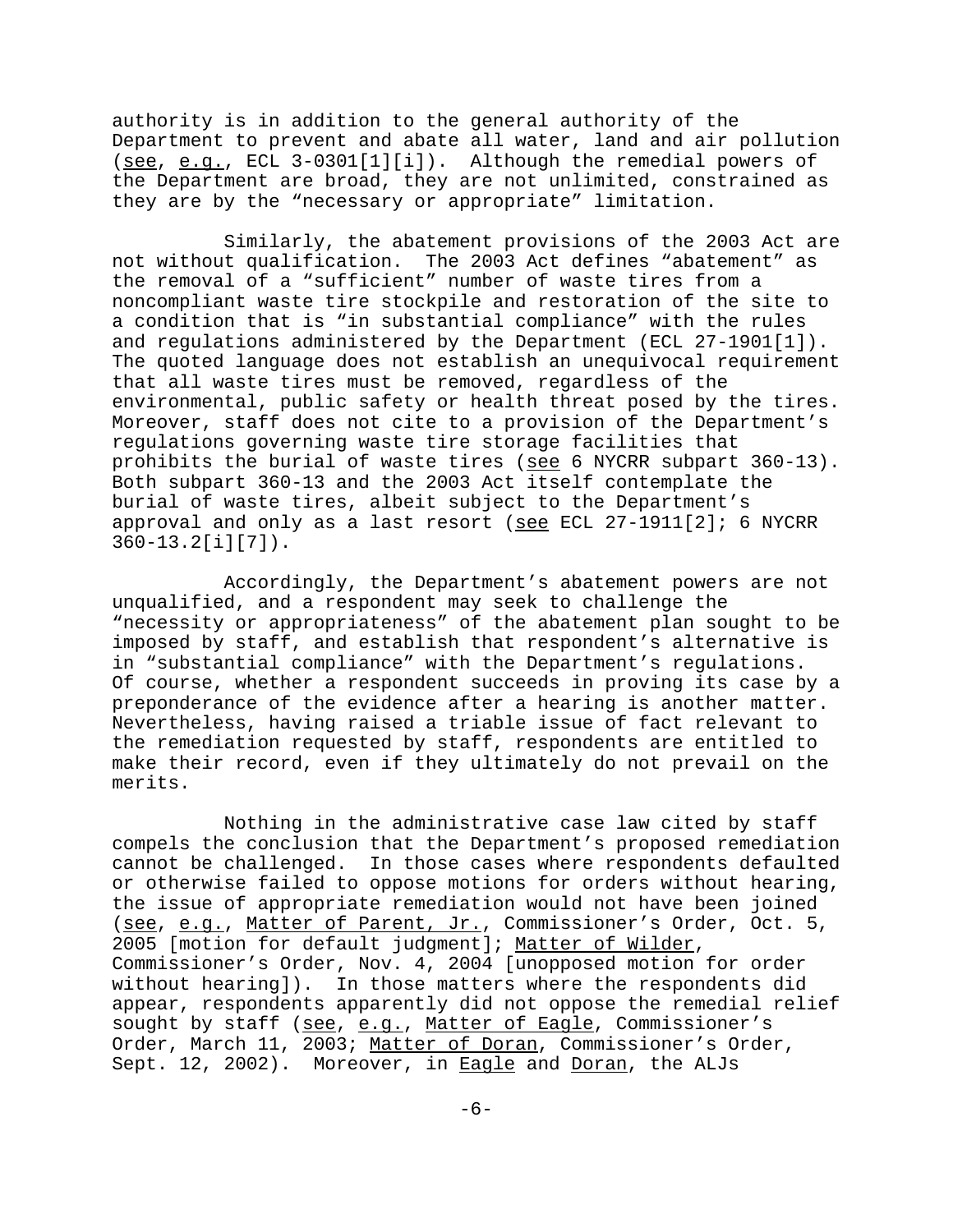authority is in addition to the general authority of the Department to prevent and abate all water, land and air pollution (see, e.g., ECL 3-0301[1][i]). Although the remedial powers of the Department are broad, they are not unlimited, constrained as they are by the "necessary or appropriate" limitation.

Similarly, the abatement provisions of the 2003 Act are not without qualification. The 2003 Act defines "abatement" as the removal of a "sufficient" number of waste tires from a noncompliant waste tire stockpile and restoration of the site to a condition that is "in substantial compliance" with the rules and regulations administered by the Department (ECL 27-1901[1]). The quoted language does not establish an unequivocal requirement that all waste tires must be removed, regardless of the environmental, public safety or health threat posed by the tires. Moreover, staff does not cite to a provision of the Department's regulations governing waste tire storage facilities that prohibits the burial of waste tires (see 6 NYCRR subpart 360-13). Both subpart 360-13 and the 2003 Act itself contemplate the burial of waste tires, albeit subject to the Department's approval and only as a last resort (see ECL 27-1911[2]; 6 NYCRR 360-13.2[i][7]).

Accordingly, the Department's abatement powers are not unqualified, and a respondent may seek to challenge the "necessity or appropriateness" of the abatement plan sought to be imposed by staff, and establish that respondent's alternative is in "substantial compliance" with the Department's regulations. Of course, whether a respondent succeeds in proving its case by a preponderance of the evidence after a hearing is another matter. Nevertheless, having raised a triable issue of fact relevant to the remediation requested by staff, respondents are entitled to make their record, even if they ultimately do not prevail on the merits.

Nothing in the administrative case law cited by staff compels the conclusion that the Department's proposed remediation cannot be challenged. In those cases where respondents defaulted or otherwise failed to oppose motions for orders without hearing, the issue of appropriate remediation would not have been joined (see, e.g., Matter of Parent, Jr., Commissioner's Order, Oct. 5, 2005 [motion for default judgment]; Matter of Wilder, Commissioner's Order, Nov. 4, 2004 [unopposed motion for order without hearing]). In those matters where the respondents did appear, respondents apparently did not oppose the remedial relief sought by staff (see, e.g., Matter of Eagle, Commissioner's Order, March 11, 2003; Matter of Doran, Commissioner's Order, Sept. 12, 2002). Moreover, in Eagle and Doran, the ALJs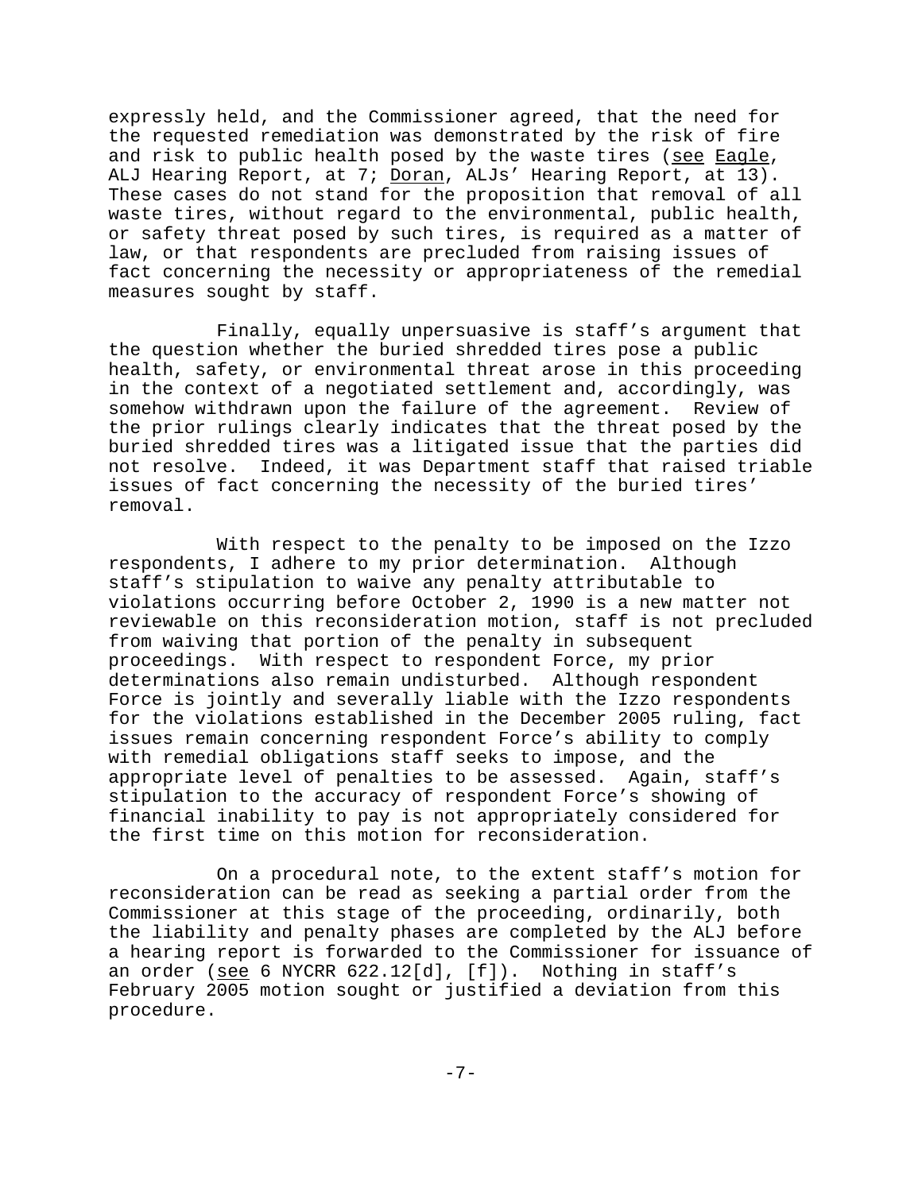expressly held, and the Commissioner agreed, that the need for the requested remediation was demonstrated by the risk of fire and risk to public health posed by the waste tires (see Eagle, ALJ Hearing Report, at 7; Doran, ALJs' Hearing Report, at 13). These cases do not stand for the proposition that removal of all waste tires, without regard to the environmental, public health, or safety threat posed by such tires, is required as a matter of law, or that respondents are precluded from raising issues of fact concerning the necessity or appropriateness of the remedial measures sought by staff.

Finally, equally unpersuasive is staff's argument that the question whether the buried shredded tires pose a public health, safety, or environmental threat arose in this proceeding in the context of a negotiated settlement and, accordingly, was somehow withdrawn upon the failure of the agreement. Review of the prior rulings clearly indicates that the threat posed by the buried shredded tires was a litigated issue that the parties did not resolve. Indeed, it was Department staff that raised triable issues of fact concerning the necessity of the buried tires' removal.

With respect to the penalty to be imposed on the Izzo respondents, I adhere to my prior determination. Although staff's stipulation to waive any penalty attributable to violations occurring before October 2, 1990 is a new matter not reviewable on this reconsideration motion, staff is not precluded from waiving that portion of the penalty in subsequent proceedings. With respect to respondent Force, my prior determinations also remain undisturbed. Although respondent Force is jointly and severally liable with the Izzo respondents for the violations established in the December 2005 ruling, fact issues remain concerning respondent Force's ability to comply with remedial obligations staff seeks to impose, and the appropriate level of penalties to be assessed. Again, staff's stipulation to the accuracy of respondent Force's showing of financial inability to pay is not appropriately considered for the first time on this motion for reconsideration.

On a procedural note, to the extent staff's motion for reconsideration can be read as seeking a partial order from the Commissioner at this stage of the proceeding, ordinarily, both the liability and penalty phases are completed by the ALJ before a hearing report is forwarded to the Commissioner for issuance of an order (see 6 NYCRR 622.12[d], [f]). Nothing in staff's February 2005 motion sought or justified a deviation from this procedure.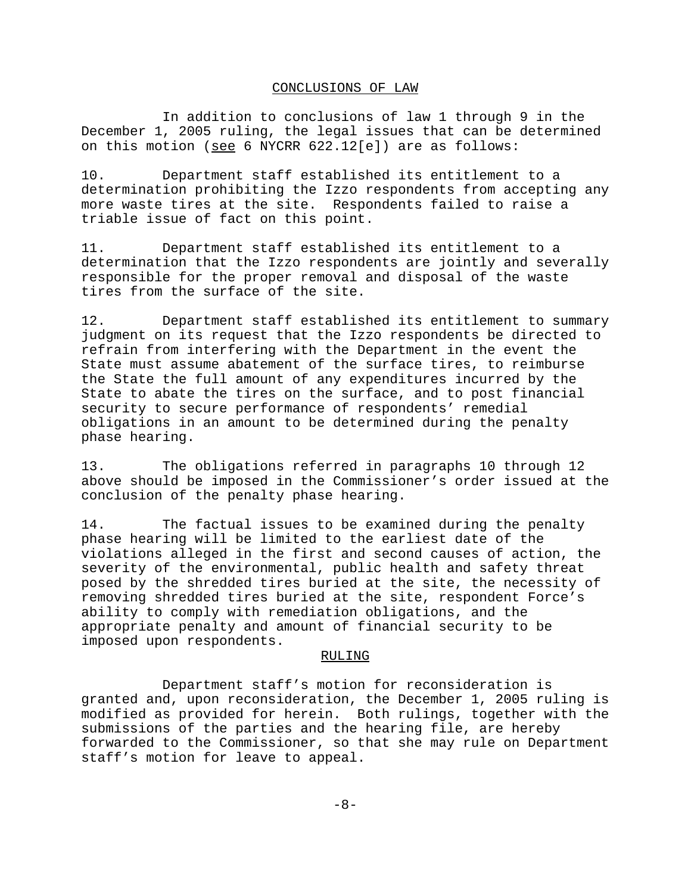## CONCLUSIONS OF LAW

In addition to conclusions of law 1 through 9 in the December 1, 2005 ruling, the legal issues that can be determined on this motion (see 6 NYCRR 622.12[e]) are as follows:

10. Department staff established its entitlement to a determination prohibiting the Izzo respondents from accepting any more waste tires at the site. Respondents failed to raise a triable issue of fact on this point.

11. Department staff established its entitlement to a determination that the Izzo respondents are jointly and severally responsible for the proper removal and disposal of the waste tires from the surface of the site.

12. Department staff established its entitlement to summary judgment on its request that the Izzo respondents be directed to refrain from interfering with the Department in the event the State must assume abatement of the surface tires, to reimburse the State the full amount of any expenditures incurred by the State to abate the tires on the surface, and to post financial security to secure performance of respondents' remedial obligations in an amount to be determined during the penalty phase hearing.

13. The obligations referred in paragraphs 10 through 12 above should be imposed in the Commissioner's order issued at the conclusion of the penalty phase hearing.

14. The factual issues to be examined during the penalty phase hearing will be limited to the earliest date of the violations alleged in the first and second causes of action, the severity of the environmental, public health and safety threat posed by the shredded tires buried at the site, the necessity of removing shredded tires buried at the site, respondent Force's ability to comply with remediation obligations, and the appropriate penalty and amount of financial security to be imposed upon respondents.

## RULING

Department staff's motion for reconsideration is granted and, upon reconsideration, the December 1, 2005 ruling is modified as provided for herein. Both rulings, together with the submissions of the parties and the hearing file, are hereby forwarded to the Commissioner, so that she may rule on Department staff's motion for leave to appeal.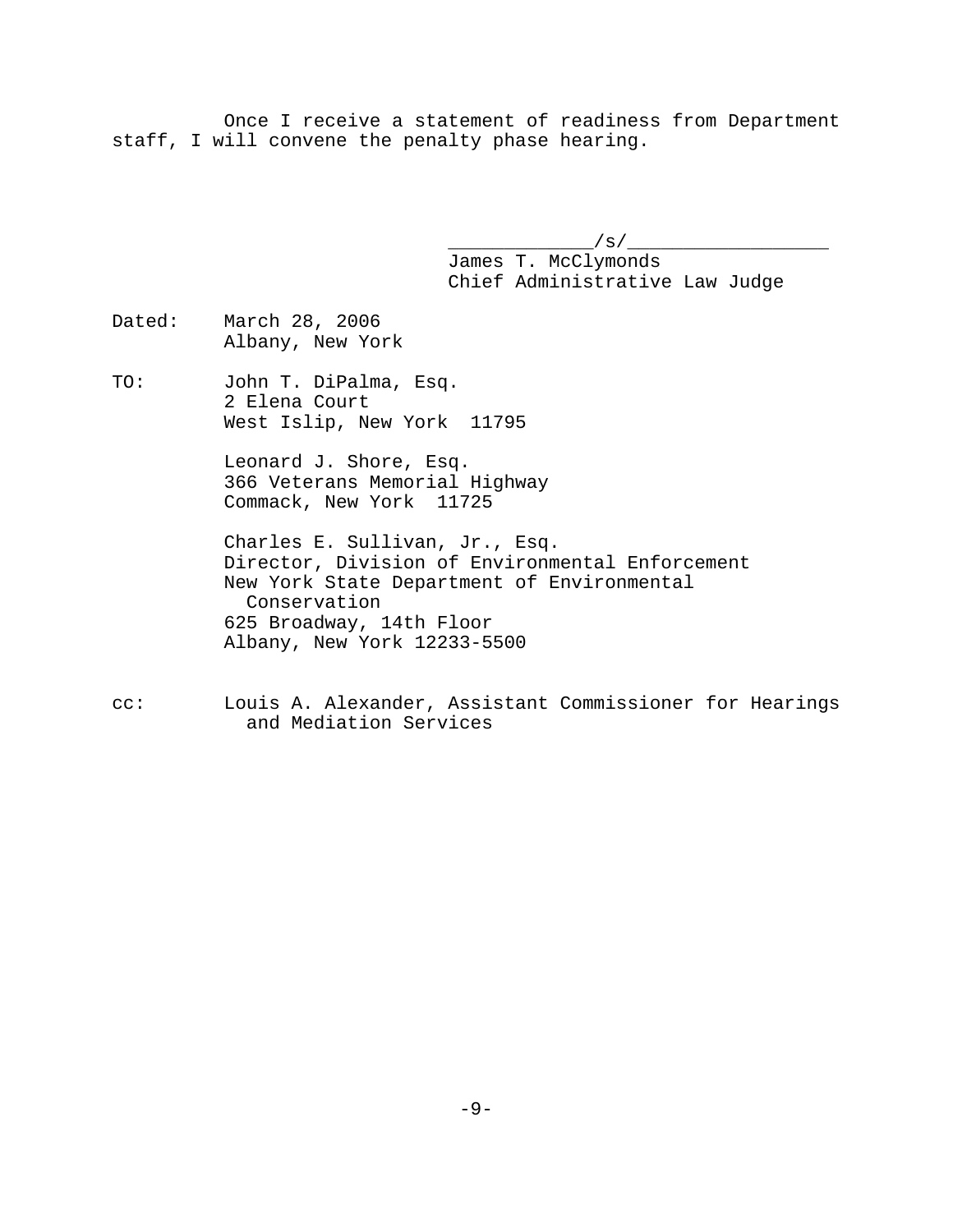Once I receive a statement of readiness from Department staff, I will convene the penalty phase hearing.

_____________/s/__________________
James T. McClymonds
Chief Administrative Law Judge

Dated: March 28, 2006
Albany, New York

TO: John T. DiPalma, Esq.
2 Elena Court
West Islip, New York 11795

Leonard J. Shore, Esq.
366 Veterans Memorial Highway
Commack, New York 11725

Charles E. Sullivan, Jr., Esq.
Director, Division of Environmental Enforcement
New York State Department of Environmental Conservation
625 Broadway, 14th Floor
Albany, New York 12233-5500

cc: Louis A. Alexander, Assistant Commissioner for Hearings and Mediation Services